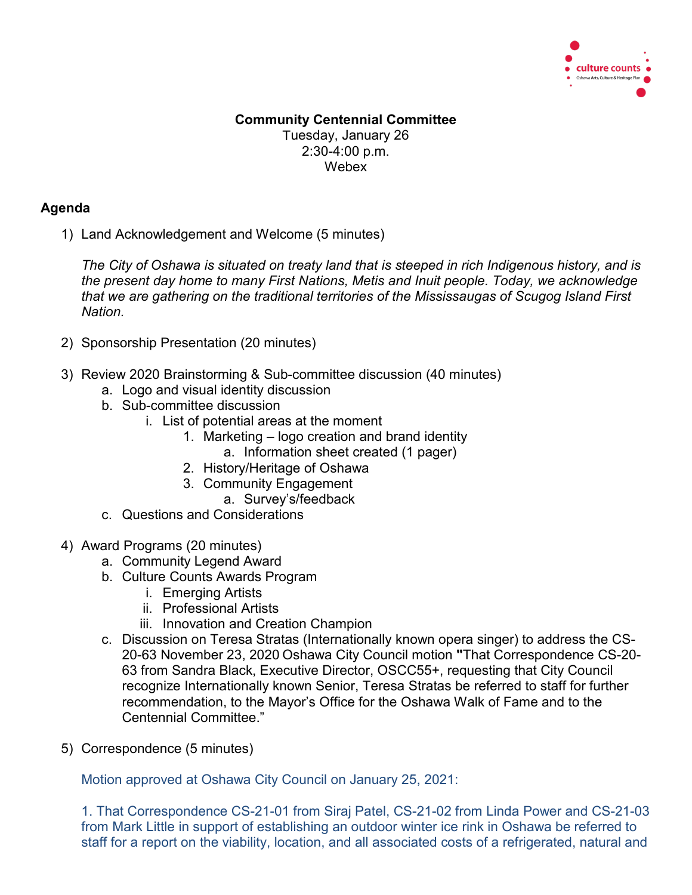culture counts
Oshawa Arts, Culture & Heritage Plan

**Community Centennial Committee**
Tuesday, January 26
2:30-4:00 p.m.
Webex

## Agenda

1) Land Acknowledgement and Welcome (5 minutes)

   *The City of Oshawa is situated on treaty land that is steeped in rich Indigenous history, and is the present day home to many First Nations, Metis and Inuit people. Today, we acknowledge that we are gathering on the traditional territories of the Mississaugas of Scugog Island First Nation.*

2) Sponsorship Presentation (20 minutes)

3) Review 2020 Brainstorming & Sub-committee discussion (40 minutes)
   a. Logo and visual identity discussion
   b. Sub-committee discussion
      i. List of potential areas at the moment
         1. Marketing – logo creation and brand identity
            a. Information sheet created (1 pager)
         2. History/Heritage of Oshawa
         3. Community Engagement
            a. Survey's/feedback
   c. Questions and Considerations

4) Award Programs (20 minutes)
   a. Community Legend Award
   b. Culture Counts Awards Program
      i. Emerging Artists
      ii. Professional Artists
      iii. Innovation and Creation Champion
   c. Discussion on Teresa Stratas (Internationally known opera singer) to address the CS-20-63 November 23, 2020 Oshawa City Council motion **"**That Correspondence CS-20-63 from Sandra Black, Executive Director, OSCC55+, requesting that City Council recognize Internationally known Senior, Teresa Stratas be referred to staff for further recommendation, to the Mayor's Office for the Oshawa Walk of Fame and to the Centennial Committee."

5) Correspondence (5 minutes)

   Motion approved at Oshawa City Council on January 25, 2021:

   1. That Correspondence CS-21-01 from Siraj Patel, CS-21-02 from Linda Power and CS-21-03 from Mark Little in support of establishing an outdoor winter ice rink in Oshawa be referred to staff for a report on the viability, location, and all associated costs of a refrigerated, natural and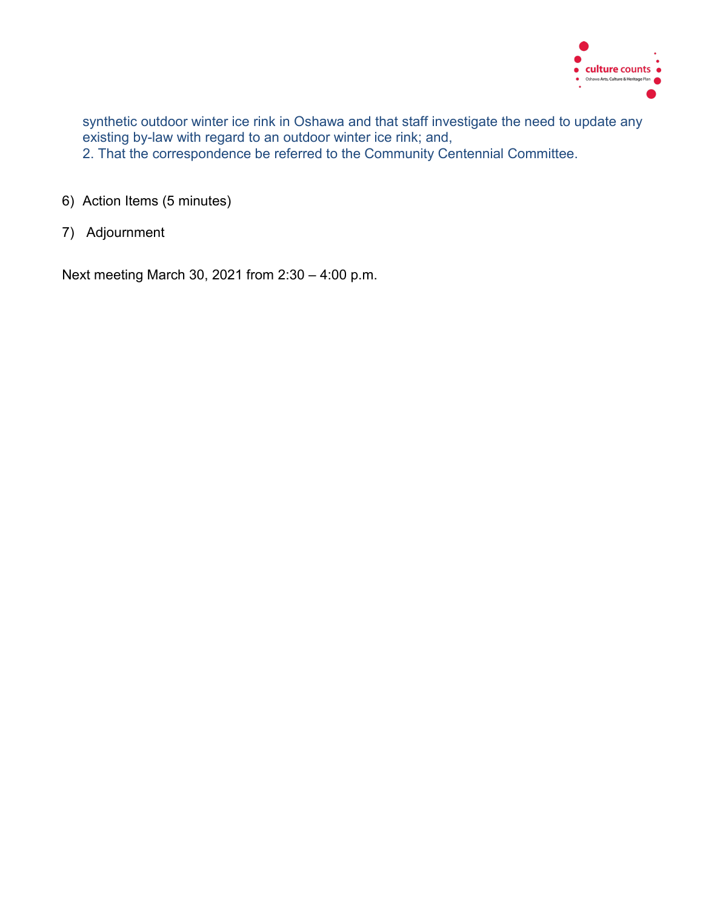synthetic outdoor winter ice rink in Oshawa and that staff investigate the need to update any existing by-law with regard to an outdoor winter ice rink; and,

2. That the correspondence be referred to the Community Centennial Committee.

6) Action Items (5 minutes)

7) Adjournment

Next meeting March 30, 2021 from 2:30 – 4:00 p.m.